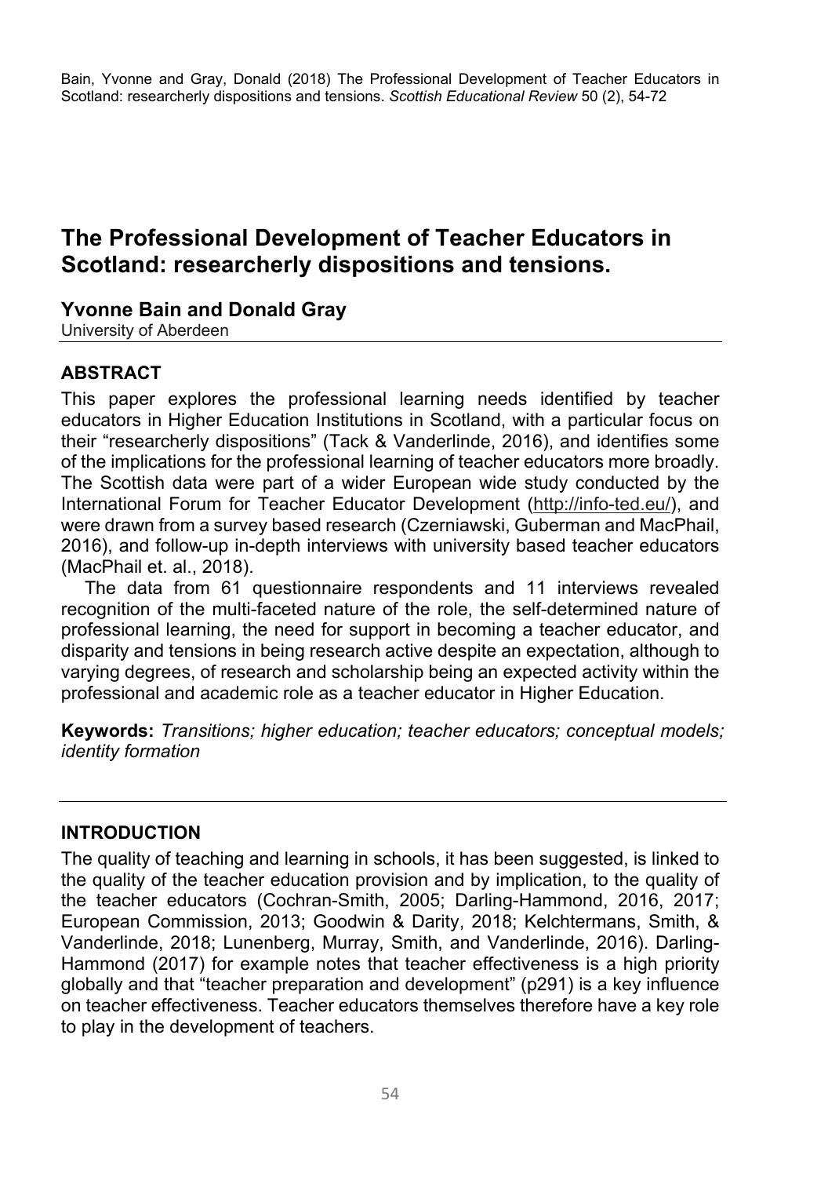Bain, Yvonne and Gray, Donald (2018) The Professional Development of Teacher Educators in Scotland: researcherly dispositions and tensions. *Scottish Educational Review* 50 (2), 54-72

# The Professional Development of Teacher Educators in Scotland: researcherly dispositions and tensions.

**Yvonne Bain and Donald Gray**
University of Aberdeen

## ABSTRACT

This paper explores the professional learning needs identified by teacher educators in Higher Education Institutions in Scotland, with a particular focus on their "researcherly dispositions" (Tack & Vanderlinde, 2016), and identifies some of the implications for the professional learning of teacher educators more broadly. The Scottish data were part of a wider European wide study conducted by the International Forum for Teacher Educator Development (http://info-ted.eu/), and were drawn from a survey based research (Czerniawski, Guberman and MacPhail, 2016), and follow-up in-depth interviews with university based teacher educators (MacPhail et. al., 2018).

The data from 61 questionnaire respondents and 11 interviews revealed recognition of the multi-faceted nature of the role, the self-determined nature of professional learning, the need for support in becoming a teacher educator, and disparity and tensions in being research active despite an expectation, although to varying degrees, of research and scholarship being an expected activity within the professional and academic role as a teacher educator in Higher Education.

**Keywords:** *Transitions; higher education; teacher educators; conceptual models; identity formation*

## INTRODUCTION

The quality of teaching and learning in schools, it has been suggested, is linked to the quality of the teacher education provision and by implication, to the quality of the teacher educators (Cochran-Smith, 2005; Darling-Hammond, 2016, 2017; European Commission, 2013; Goodwin & Darity, 2018; Kelchtermans, Smith, & Vanderlinde, 2018; Lunenberg, Murray, Smith, and Vanderlinde, 2016). Darling-Hammond (2017) for example notes that teacher effectiveness is a high priority globally and that "teacher preparation and development" (p291) is a key influence on teacher effectiveness. Teacher educators themselves therefore have a key role to play in the development of teachers.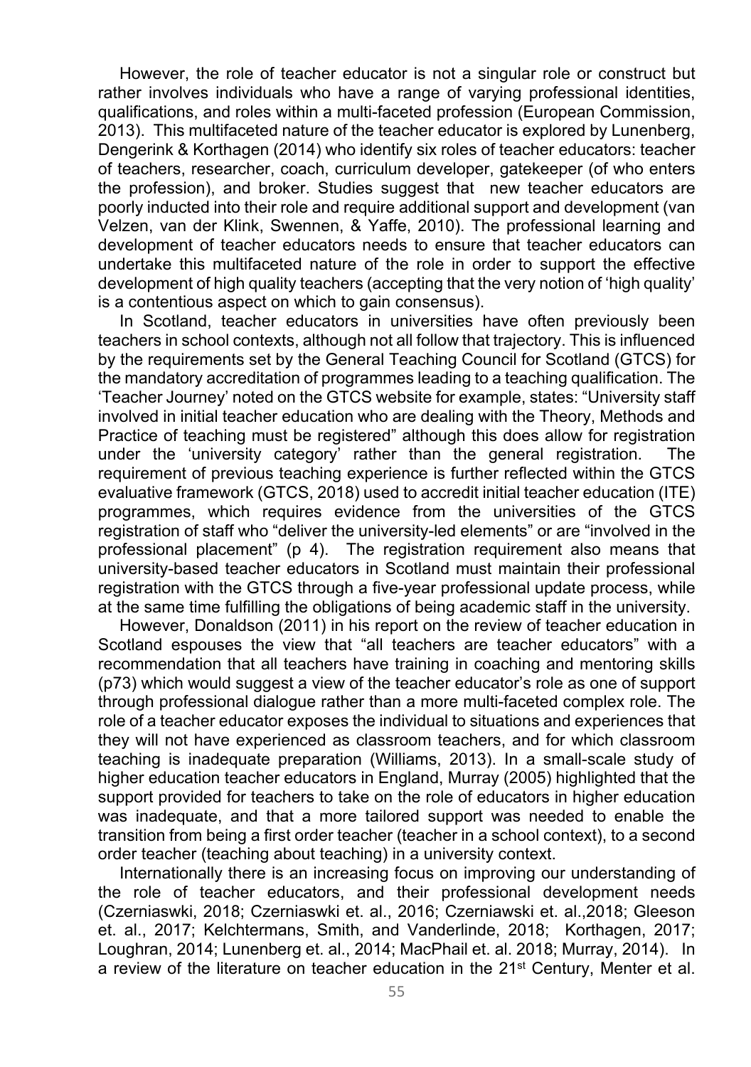However, the role of teacher educator is not a singular role or construct but rather involves individuals who have a range of varying professional identities, qualifications, and roles within a multi-faceted profession (European Commission, 2013). This multifaceted nature of the teacher educator is explored by Lunenberg, Dengerink & Korthagen (2014) who identify six roles of teacher educators: teacher of teachers, researcher, coach, curriculum developer, gatekeeper (of who enters the profession), and broker. Studies suggest that new teacher educators are poorly inducted into their role and require additional support and development (van Velzen, van der Klink, Swennen, & Yaffe, 2010). The professional learning and development of teacher educators needs to ensure that teacher educators can undertake this multifaceted nature of the role in order to support the effective development of high quality teachers (accepting that the very notion of 'high quality' is a contentious aspect on which to gain consensus).

In Scotland, teacher educators in universities have often previously been teachers in school contexts, although not all follow that trajectory. This is influenced by the requirements set by the General Teaching Council for Scotland (GTCS) for the mandatory accreditation of programmes leading to a teaching qualification. The 'Teacher Journey' noted on the GTCS website for example, states: "University staff involved in initial teacher education who are dealing with the Theory, Methods and Practice of teaching must be registered" although this does allow for registration under the 'university category' rather than the general registration. The requirement of previous teaching experience is further reflected within the GTCS evaluative framework (GTCS, 2018) used to accredit initial teacher education (ITE) programmes, which requires evidence from the universities of the GTCS registration of staff who "deliver the university-led elements" or are "involved in the professional placement" (p 4). The registration requirement also means that university-based teacher educators in Scotland must maintain their professional registration with the GTCS through a five-year professional update process, while at the same time fulfilling the obligations of being academic staff in the university.

However, Donaldson (2011) in his report on the review of teacher education in Scotland espouses the view that "all teachers are teacher educators" with a recommendation that all teachers have training in coaching and mentoring skills (p73) which would suggest a view of the teacher educator's role as one of support through professional dialogue rather than a more multi-faceted complex role. The role of a teacher educator exposes the individual to situations and experiences that they will not have experienced as classroom teachers, and for which classroom teaching is inadequate preparation (Williams, 2013). In a small-scale study of higher education teacher educators in England, Murray (2005) highlighted that the support provided for teachers to take on the role of educators in higher education was inadequate, and that a more tailored support was needed to enable the transition from being a first order teacher (teacher in a school context), to a second order teacher (teaching about teaching) in a university context.

Internationally there is an increasing focus on improving our understanding of the role of teacher educators, and their professional development needs (Czerniaswki, 2018; Czerniaswki et. al., 2016; Czerniawski et. al.,2018; Gleeson et. al., 2017; Kelchtermans, Smith, and Vanderlinde, 2018; Korthagen, 2017; Loughran, 2014; Lunenberg et. al., 2014; MacPhail et. al. 2018; Murray, 2014). In a review of the literature on teacher education in the 21st Century, Menter et al.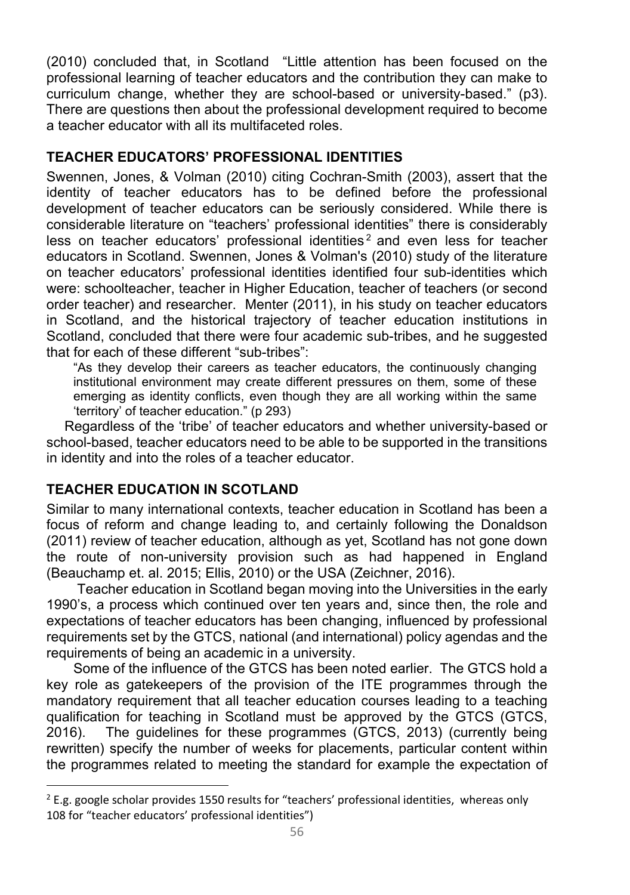(2010) concluded that, in Scotland "Little attention has been focused on the professional learning of teacher educators and the contribution they can make to curriculum change, whether they are school-based or university-based." (p3). There are questions then about the professional development required to become a teacher educator with all its multifaceted roles.

## TEACHER EDUCATORS' PROFESSIONAL IDENTITIES

Swennen, Jones, & Volman (2010) citing Cochran-Smith (2003), assert that the identity of teacher educators has to be defined before the professional development of teacher educators can be seriously considered. While there is considerable literature on "teachers' professional identities" there is considerably less on teacher educators' professional identities[2] and even less for teacher educators in Scotland. Swennen, Jones & Volman's (2010) study of the literature on teacher educators' professional identities identified four sub-identities which were: schoolteacher, teacher in Higher Education, teacher of teachers (or second order teacher) and researcher. Menter (2011), in his study on teacher educators in Scotland, and the historical trajectory of teacher education institutions in Scotland, concluded that there were four academic sub-tribes, and he suggested that for each of these different "sub-tribes":

> "As they develop their careers as teacher educators, the continuously changing institutional environment may create different pressures on them, some of these emerging as identity conflicts, even though they are all working within the same 'territory' of teacher education." (p 293)

Regardless of the 'tribe' of teacher educators and whether university-based or school-based, teacher educators need to be able to be supported in the transitions in identity and into the roles of a teacher educator.

## TEACHER EDUCATION IN SCOTLAND

Similar to many international contexts, teacher education in Scotland has been a focus of reform and change leading to, and certainly following the Donaldson (2011) review of teacher education, although as yet, Scotland has not gone down the route of non-university provision such as had happened in England (Beauchamp et. al. 2015; Ellis, 2010) or the USA (Zeichner, 2016).

Teacher education in Scotland began moving into the Universities in the early 1990's, a process which continued over ten years and, since then, the role and expectations of teacher educators has been changing, influenced by professional requirements set by the GTCS, national (and international) policy agendas and the requirements of being an academic in a university.

Some of the influence of the GTCS has been noted earlier. The GTCS hold a key role as gatekeepers of the provision of the ITE programmes through the mandatory requirement that all teacher education courses leading to a teaching qualification for teaching in Scotland must be approved by the GTCS (GTCS, 2016). The guidelines for these programmes (GTCS, 2013) (currently being rewritten) specify the number of weeks for placements, particular content within the programmes related to meeting the standard for example the expectation of

---

[2] E.g. google scholar provides 1550 results for "teachers' professional identities, whereas only 108 for "teacher educators' professional identities")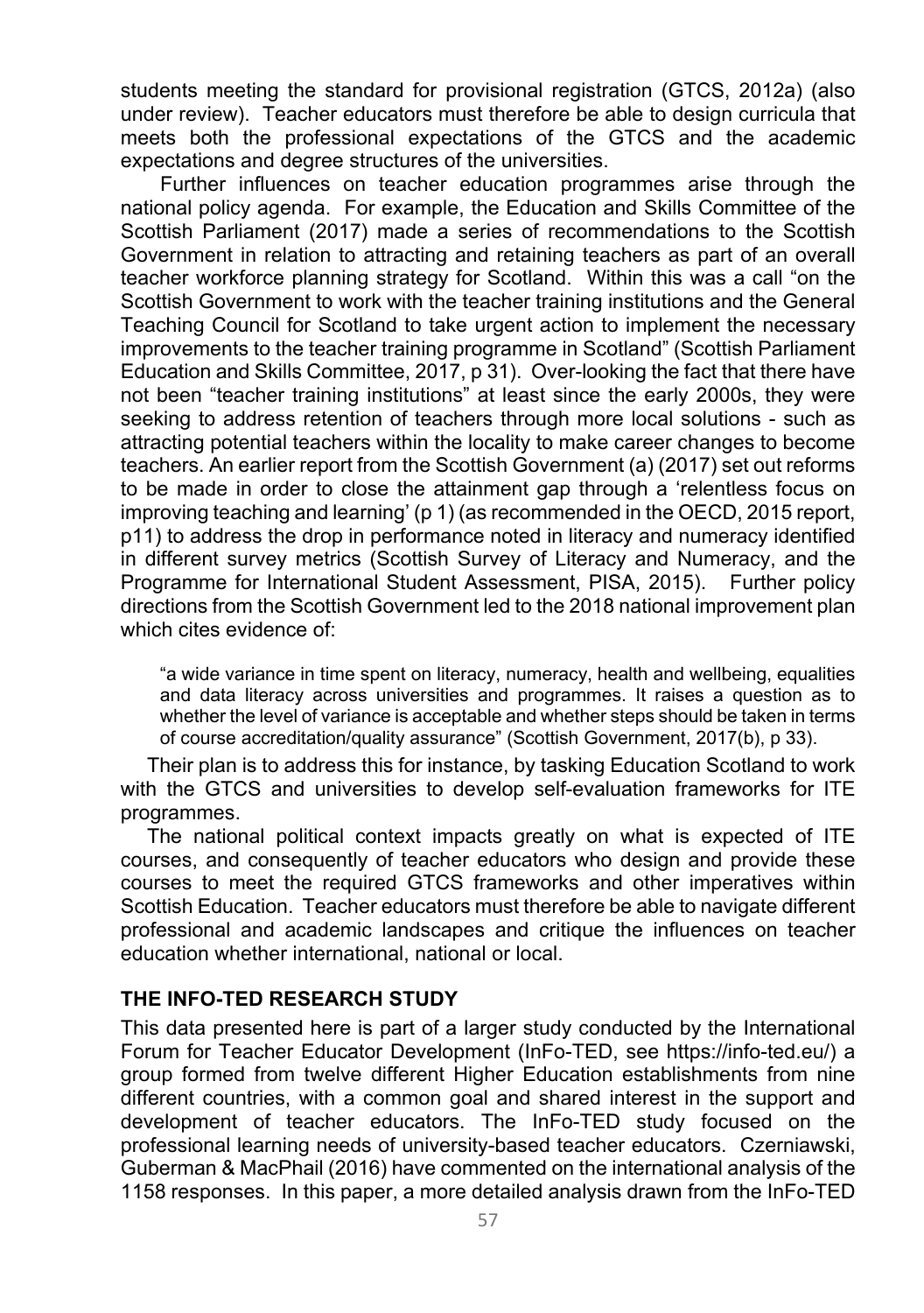students meeting the standard for provisional registration (GTCS, 2012a) (also under review). Teacher educators must therefore be able to design curricula that meets both the professional expectations of the GTCS and the academic expectations and degree structures of the universities.

Further influences on teacher education programmes arise through the national policy agenda. For example, the Education and Skills Committee of the Scottish Parliament (2017) made a series of recommendations to the Scottish Government in relation to attracting and retaining teachers as part of an overall teacher workforce planning strategy for Scotland. Within this was a call "on the Scottish Government to work with the teacher training institutions and the General Teaching Council for Scotland to take urgent action to implement the necessary improvements to the teacher training programme in Scotland" (Scottish Parliament Education and Skills Committee, 2017, p 31). Over-looking the fact that there have not been "teacher training institutions" at least since the early 2000s, they were seeking to address retention of teachers through more local solutions - such as attracting potential teachers within the locality to make career changes to become teachers. An earlier report from the Scottish Government (a) (2017) set out reforms to be made in order to close the attainment gap through a 'relentless focus on improving teaching and learning' (p 1) (as recommended in the OECD, 2015 report, p11) to address the drop in performance noted in literacy and numeracy identified in different survey metrics (Scottish Survey of Literacy and Numeracy, and the Programme for International Student Assessment, PISA, 2015). Further policy directions from the Scottish Government led to the 2018 national improvement plan which cites evidence of:

> "a wide variance in time spent on literacy, numeracy, health and wellbeing, equalities and data literacy across universities and programmes. It raises a question as to whether the level of variance is acceptable and whether steps should be taken in terms of course accreditation/quality assurance" (Scottish Government, 2017(b), p 33).

Their plan is to address this for instance, by tasking Education Scotland to work with the GTCS and universities to develop self-evaluation frameworks for ITE programmes.

The national political context impacts greatly on what is expected of ITE courses, and consequently of teacher educators who design and provide these courses to meet the required GTCS frameworks and other imperatives within Scottish Education. Teacher educators must therefore be able to navigate different professional and academic landscapes and critique the influences on teacher education whether international, national or local.

## THE INFO-TED RESEARCH STUDY

This data presented here is part of a larger study conducted by the International Forum for Teacher Educator Development (InFo-TED, see https://info-ted.eu/) a group formed from twelve different Higher Education establishments from nine different countries, with a common goal and shared interest in the support and development of teacher educators. The InFo-TED study focused on the professional learning needs of university-based teacher educators. Czerniawski, Guberman & MacPhail (2016) have commented on the international analysis of the 1158 responses. In this paper, a more detailed analysis drawn from the InFo-TED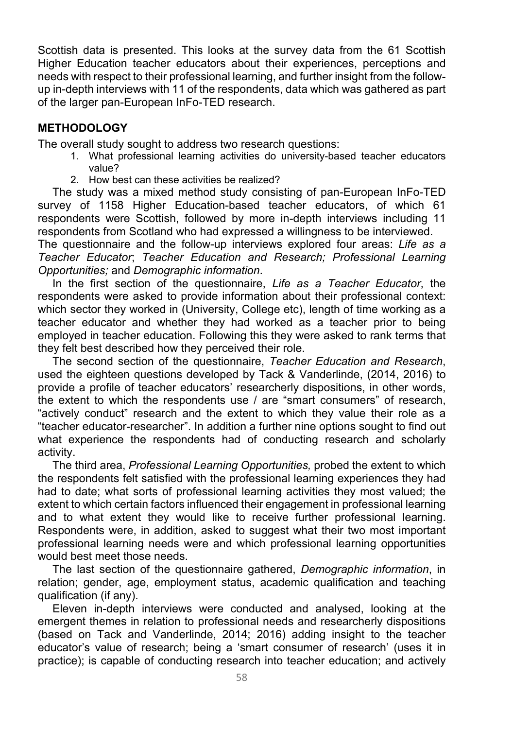Scottish data is presented. This looks at the survey data from the 61 Scottish Higher Education teacher educators about their experiences, perceptions and needs with respect to their professional learning, and further insight from the follow-up in-depth interviews with 11 of the respondents, data which was gathered as part of the larger pan-European InFo-TED research.

## METHODOLOGY

The overall study sought to address two research questions:

1. What professional learning activities do university-based teacher educators value?
2. How best can these activities be realized?

The study was a mixed method study consisting of pan-European InFo-TED survey of 1158 Higher Education-based teacher educators, of which 61 respondents were Scottish, followed by more in-depth interviews including 11 respondents from Scotland who had expressed a willingness to be interviewed.
The questionnaire and the follow-up interviews explored four areas: *Life as a Teacher Educator*; *Teacher Education and Research; Professional Learning Opportunities;* and *Demographic information*.

In the first section of the questionnaire, *Life as a Teacher Educator*, the respondents were asked to provide information about their professional context: which sector they worked in (University, College etc), length of time working as a teacher educator and whether they had worked as a teacher prior to being employed in teacher education. Following this they were asked to rank terms that they felt best described how they perceived their role.

The second section of the questionnaire, *Teacher Education and Research*, used the eighteen questions developed by Tack & Vanderlinde, (2014, 2016) to provide a profile of teacher educators' researcherly dispositions, in other words, the extent to which the respondents use / are "smart consumers" of research, "actively conduct" research and the extent to which they value their role as a "teacher educator-researcher". In addition a further nine options sought to find out what experience the respondents had of conducting research and scholarly activity.

The third area, *Professional Learning Opportunities,* probed the extent to which the respondents felt satisfied with the professional learning experiences they had had to date; what sorts of professional learning activities they most valued; the extent to which certain factors influenced their engagement in professional learning and to what extent they would like to receive further professional learning. Respondents were, in addition, asked to suggest what their two most important professional learning needs were and which professional learning opportunities would best meet those needs.

The last section of the questionnaire gathered, *Demographic information*, in relation; gender, age, employment status, academic qualification and teaching qualification (if any).

Eleven in-depth interviews were conducted and analysed, looking at the emergent themes in relation to professional needs and researcherly dispositions (based on Tack and Vanderlinde, 2014; 2016) adding insight to the teacher educator's value of research; being a 'smart consumer of research' (uses it in practice); is capable of conducting research into teacher education; and actively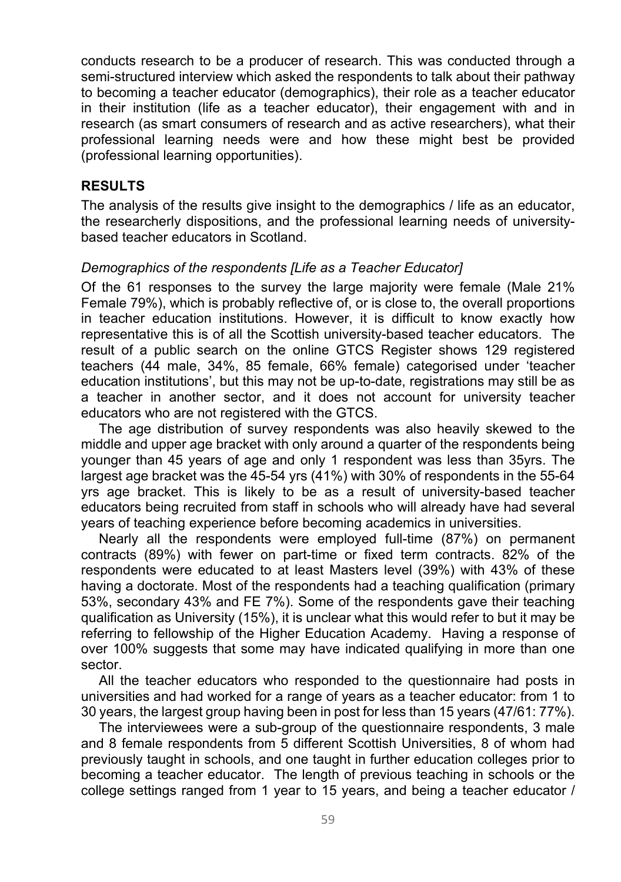conducts research to be a producer of research. This was conducted through a semi-structured interview which asked the respondents to talk about their pathway to becoming a teacher educator (demographics), their role as a teacher educator in their institution (life as a teacher educator), their engagement with and in research (as smart consumers of research and as active researchers), what their professional learning needs were and how these might best be provided (professional learning opportunities).

## RESULTS

The analysis of the results give insight to the demographics / life as an educator, the researcherly dispositions, and the professional learning needs of university-based teacher educators in Scotland.

### *Demographics of the respondents [Life as a Teacher Educator]*

Of the 61 responses to the survey the large majority were female (Male 21% Female 79%), which is probably reflective of, or is close to, the overall proportions in teacher education institutions. However, it is difficult to know exactly how representative this is of all the Scottish university-based teacher educators. The result of a public search on the online GTCS Register shows 129 registered teachers (44 male, 34%, 85 female, 66% female) categorised under 'teacher education institutions', but this may not be up-to-date, registrations may still be as a teacher in another sector, and it does not account for university teacher educators who are not registered with the GTCS.

The age distribution of survey respondents was also heavily skewed to the middle and upper age bracket with only around a quarter of the respondents being younger than 45 years of age and only 1 respondent was less than 35yrs. The largest age bracket was the 45-54 yrs (41%) with 30% of respondents in the 55-64 yrs age bracket. This is likely to be as a result of university-based teacher educators being recruited from staff in schools who will already have had several years of teaching experience before becoming academics in universities.

Nearly all the respondents were employed full-time (87%) on permanent contracts (89%) with fewer on part-time or fixed term contracts. 82% of the respondents were educated to at least Masters level (39%) with 43% of these having a doctorate. Most of the respondents had a teaching qualification (primary 53%, secondary 43% and FE 7%). Some of the respondents gave their teaching qualification as University (15%), it is unclear what this would refer to but it may be referring to fellowship of the Higher Education Academy. Having a response of over 100% suggests that some may have indicated qualifying in more than one sector.

All the teacher educators who responded to the questionnaire had posts in universities and had worked for a range of years as a teacher educator: from 1 to 30 years, the largest group having been in post for less than 15 years (47/61: 77%).

The interviewees were a sub-group of the questionnaire respondents, 3 male and 8 female respondents from 5 different Scottish Universities, 8 of whom had previously taught in schools, and one taught in further education colleges prior to becoming a teacher educator. The length of previous teaching in schools or the college settings ranged from 1 year to 15 years, and being a teacher educator /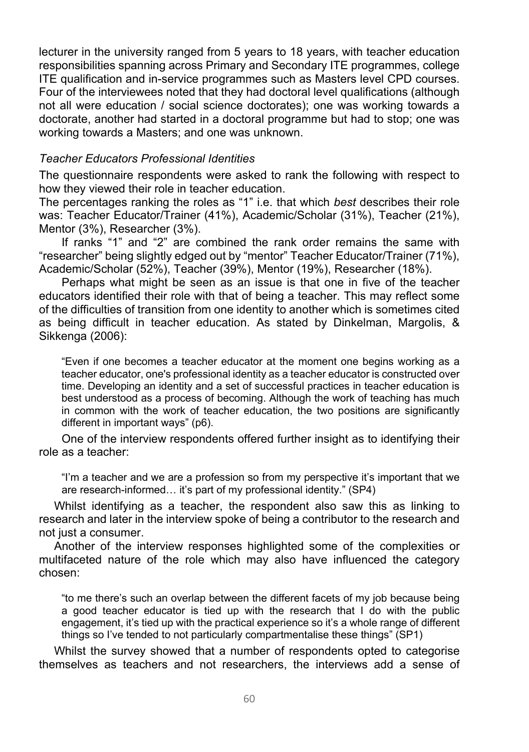lecturer in the university ranged from 5 years to 18 years, with teacher education responsibilities spanning across Primary and Secondary ITE programmes, college ITE qualification and in-service programmes such as Masters level CPD courses. Four of the interviewees noted that they had doctoral level qualifications (although not all were education / social science doctorates); one was working towards a doctorate, another had started in a doctoral programme but had to stop; one was working towards a Masters; and one was unknown.

*Teacher Educators Professional Identities*

The questionnaire respondents were asked to rank the following with respect to how they viewed their role in teacher education.

The percentages ranking the roles as "1" i.e. that which *best* describes their role was: Teacher Educator/Trainer (41%), Academic/Scholar (31%), Teacher (21%), Mentor (3%), Researcher (3%).

If ranks "1" and "2" are combined the rank order remains the same with "researcher" being slightly edged out by "mentor" Teacher Educator/Trainer (71%), Academic/Scholar (52%), Teacher (39%), Mentor (19%), Researcher (18%).

Perhaps what might be seen as an issue is that one in five of the teacher educators identified their role with that of being a teacher. This may reflect some of the difficulties of transition from one identity to another which is sometimes cited as being difficult in teacher education. As stated by Dinkelman, Margolis, & Sikkenga (2006):

> "Even if one becomes a teacher educator at the moment one begins working as a teacher educator, one's professional identity as a teacher educator is constructed over time. Developing an identity and a set of successful practices in teacher education is best understood as a process of becoming. Although the work of teaching has much in common with the work of teacher education, the two positions are significantly different in important ways" (p6).

One of the interview respondents offered further insight as to identifying their role as a teacher:

> "I'm a teacher and we are a profession so from my perspective it's important that we are research-informed… it's part of my professional identity." (SP4)

Whilst identifying as a teacher, the respondent also saw this as linking to research and later in the interview spoke of being a contributor to the research and not just a consumer.

Another of the interview responses highlighted some of the complexities or multifaceted nature of the role which may also have influenced the category chosen:

> "to me there's such an overlap between the different facets of my job because being a good teacher educator is tied up with the research that I do with the public engagement, it's tied up with the practical experience so it's a whole range of different things so I've tended to not particularly compartmentalise these things" (SP1)

Whilst the survey showed that a number of respondents opted to categorise themselves as teachers and not researchers, the interviews add a sense of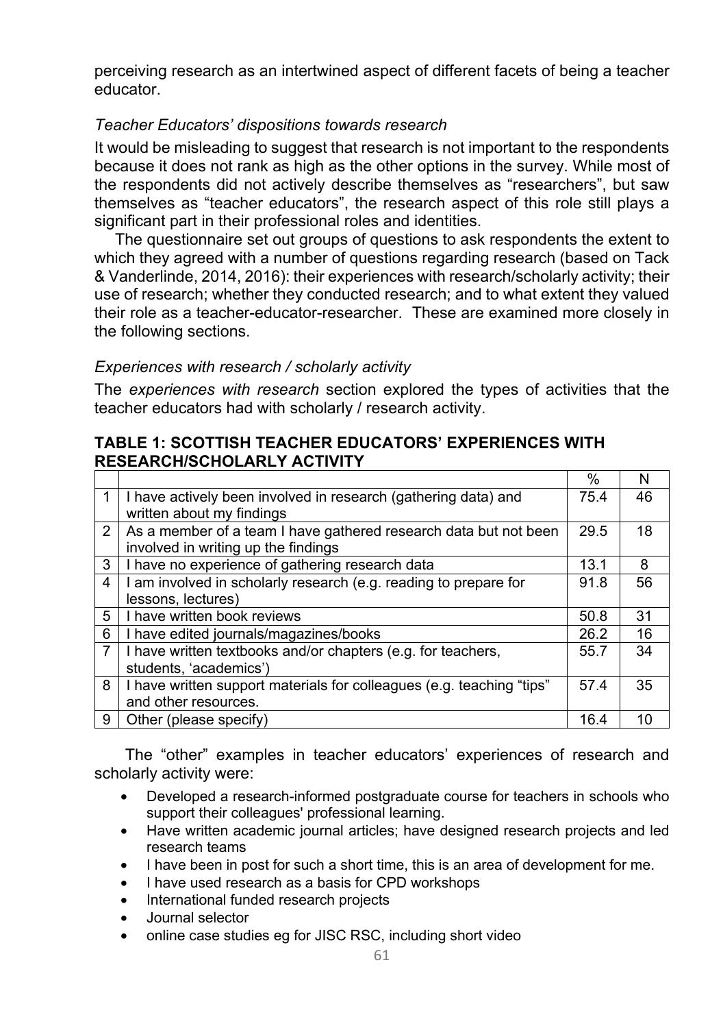perceiving research as an intertwined aspect of different facets of being a teacher educator.

### *Teacher Educators' dispositions towards research*

It would be misleading to suggest that research is not important to the respondents because it does not rank as high as the other options in the survey. While most of the respondents did not actively describe themselves as "researchers", but saw themselves as "teacher educators", the research aspect of this role still plays a significant part in their professional roles and identities.

The questionnaire set out groups of questions to ask respondents the extent to which they agreed with a number of questions regarding research (based on Tack & Vanderlinde, 2014, 2016): their experiences with research/scholarly activity; their use of research; whether they conducted research; and to what extent they valued their role as a teacher-educator-researcher. These are examined more closely in the following sections.

### *Experiences with research / scholarly activity*

The *experiences with research* section explored the types of activities that the teacher educators had with scholarly / research activity.

**TABLE 1: SCOTTISH TEACHER EDUCATORS' EXPERIENCES WITH RESEARCH/SCHOLARLY ACTIVITY**

| | | % | N |
|---|---|---|---|
| 1 | I have actively been involved in research (gathering data) and written about my findings | 75.4 | 46 |
| 2 | As a member of a team I have gathered research data but not been involved in writing up the findings | 29.5 | 18 |
| 3 | I have no experience of gathering research data | 13.1 | 8 |
| 4 | I am involved in scholarly research (e.g. reading to prepare for lessons, lectures) | 91.8 | 56 |
| 5 | I have written book reviews | 50.8 | 31 |
| 6 | I have edited journals/magazines/books | 26.2 | 16 |
| 7 | I have written textbooks and/or chapters (e.g. for teachers, students, 'academics') | 55.7 | 34 |
| 8 | I have written support materials for colleagues (e.g. teaching "tips" and other resources. | 57.4 | 35 |
| 9 | Other (please specify) | 16.4 | 10 |

The "other" examples in teacher educators' experiences of research and scholarly activity were:

- Developed a research-informed postgraduate course for teachers in schools who support their colleagues' professional learning.
- Have written academic journal articles; have designed research projects and led research teams
- I have been in post for such a short time, this is an area of development for me.
- I have used research as a basis for CPD workshops
- International funded research projects
- Journal selector
- online case studies eg for JISC RSC, including short video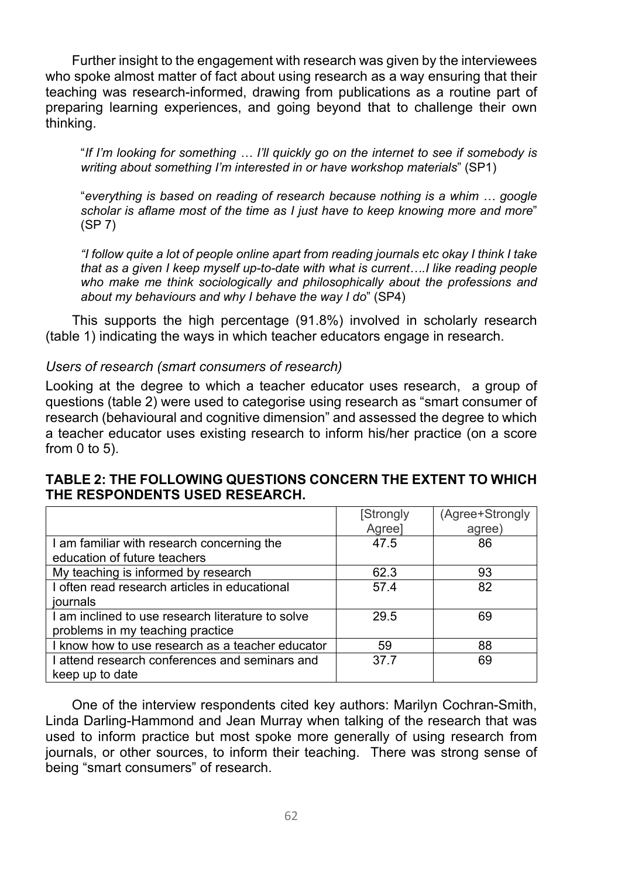Further insight to the engagement with research was given by the interviewees who spoke almost matter of fact about using research as a way ensuring that their teaching was research-informed, drawing from publications as a routine part of preparing learning experiences, and going beyond that to challenge their own thinking.

> "*If I'm looking for something … I'll quickly go on the internet to see if somebody is writing about something I'm interested in or have workshop materials*" (SP1)

> "*everything is based on reading of research because nothing is a whim … google scholar is aflame most of the time as I just have to keep knowing more and more*" (SP 7)

> *"I follow quite a lot of people online apart from reading journals etc okay I think I take that as a given I keep myself up-to-date with what is current….I like reading people who make me think sociologically and philosophically about the professions and about my behaviours and why I behave the way I do*" (SP4)

This supports the high percentage (91.8%) involved in scholarly research (table 1) indicating the ways in which teacher educators engage in research.

*Users of research (smart consumers of research)*

Looking at the degree to which a teacher educator uses research, a group of questions (table 2) were used to categorise using research as "smart consumer of research (behavioural and cognitive dimension" and assessed the degree to which a teacher educator uses existing research to inform his/her practice (on a score from 0 to 5).

**TABLE 2: THE FOLLOWING QUESTIONS CONCERN THE EXTENT TO WHICH THE RESPONDENTS USED RESEARCH.**

| | [Strongly Agree] | (Agree+Strongly agree) |
|---|---|---|
| I am familiar with research concerning the education of future teachers | 47.5 | 86 |
| My teaching is informed by research | 62.3 | 93 |
| I often read research articles in educational journals | 57.4 | 82 |
| I am inclined to use research literature to solve problems in my teaching practice | 29.5 | 69 |
| I know how to use research as a teacher educator | 59 | 88 |
| I attend research conferences and seminars and keep up to date | 37.7 | 69 |

One of the interview respondents cited key authors: Marilyn Cochran-Smith, Linda Darling-Hammond and Jean Murray when talking of the research that was used to inform practice but most spoke more generally of using research from journals, or other sources, to inform their teaching. There was strong sense of being "smart consumers" of research.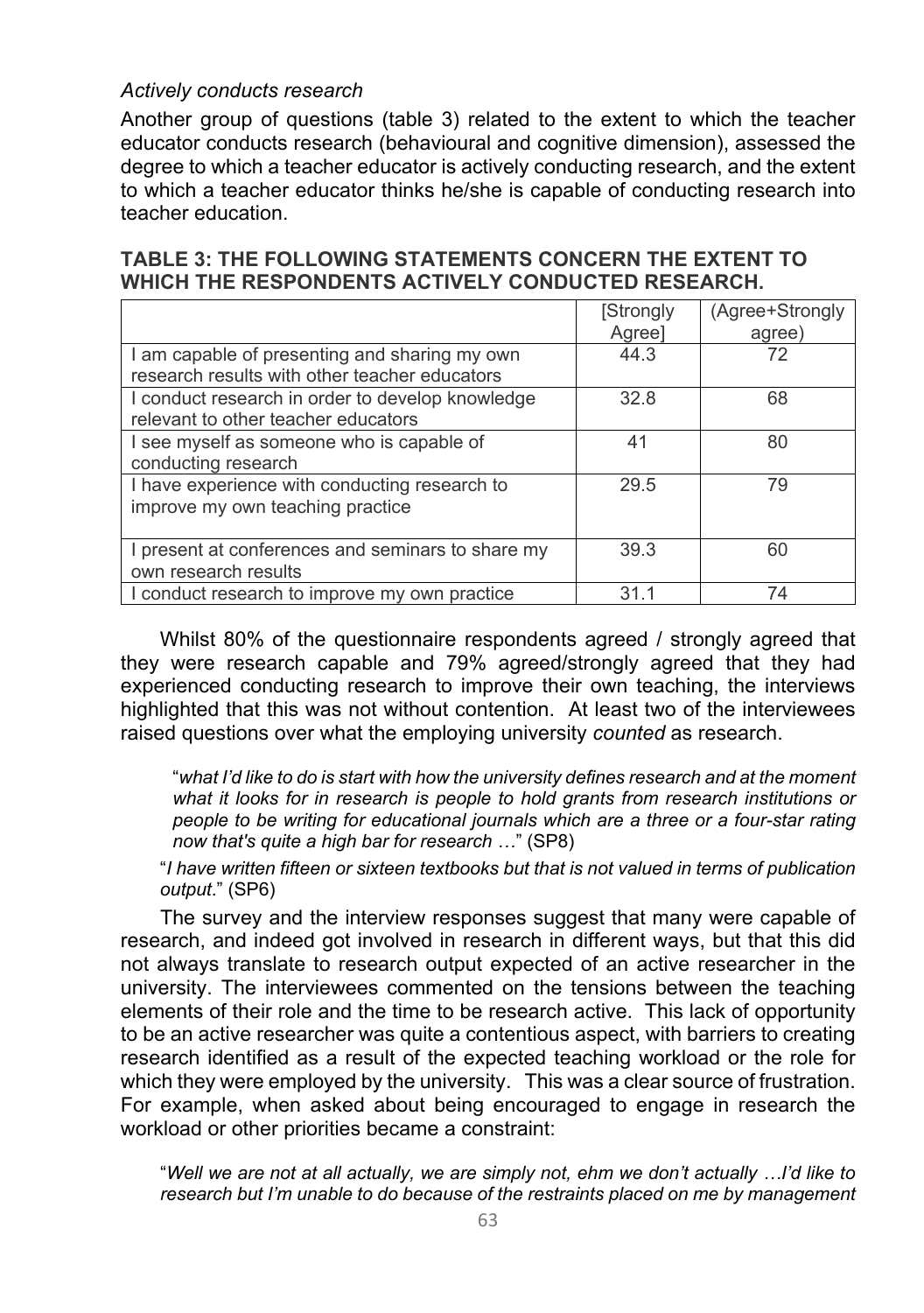*Actively conducts research*

Another group of questions (table 3) related to the extent to which the teacher educator conducts research (behavioural and cognitive dimension), assessed the degree to which a teacher educator is actively conducting research, and the extent to which a teacher educator thinks he/she is capable of conducting research into teacher education.

**TABLE 3: THE FOLLOWING STATEMENTS CONCERN THE EXTENT TO WHICH THE RESPONDENTS ACTIVELY CONDUCTED RESEARCH.**

| | [Strongly Agree] | (Agree+Strongly agree) |
|---|---|---|
| I am capable of presenting and sharing my own research results with other teacher educators | 44.3 | 72 |
| I conduct research in order to develop knowledge relevant to other teacher educators | 32.8 | 68 |
| I see myself as someone who is capable of conducting research | 41 | 80 |
| I have experience with conducting research to improve my own teaching practice | 29.5 | 79 |
| I present at conferences and seminars to share my own research results | 39.3 | 60 |
| I conduct research to improve my own practice | 31.1 | 74 |

Whilst 80% of the questionnaire respondents agreed / strongly agreed that they were research capable and 79% agreed/strongly agreed that they had experienced conducting research to improve their own teaching, the interviews highlighted that this was not without contention. At least two of the interviewees raised questions over what the employing university *counted* as research.

> "*what I'd like to do is start with how the university defines research and at the moment what it looks for in research is people to hold grants from research institutions or people to be writing for educational journals which are a three or a four-star rating now that's quite a high bar for research …*" (SP8)

> "*I have written fifteen or sixteen textbooks but that is not valued in terms of publication output*." (SP6)

The survey and the interview responses suggest that many were capable of research, and indeed got involved in research in different ways, but that this did not always translate to research output expected of an active researcher in the university. The interviewees commented on the tensions between the teaching elements of their role and the time to be research active. This lack of opportunity to be an active researcher was quite a contentious aspect, with barriers to creating research identified as a result of the expected teaching workload or the role for which they were employed by the university. This was a clear source of frustration. For example, when asked about being encouraged to engage in research the workload or other priorities became a constraint:

> "*Well we are not at all actually, we are simply not, ehm we don't actually …I'd like to research but I'm unable to do because of the restraints placed on me by management*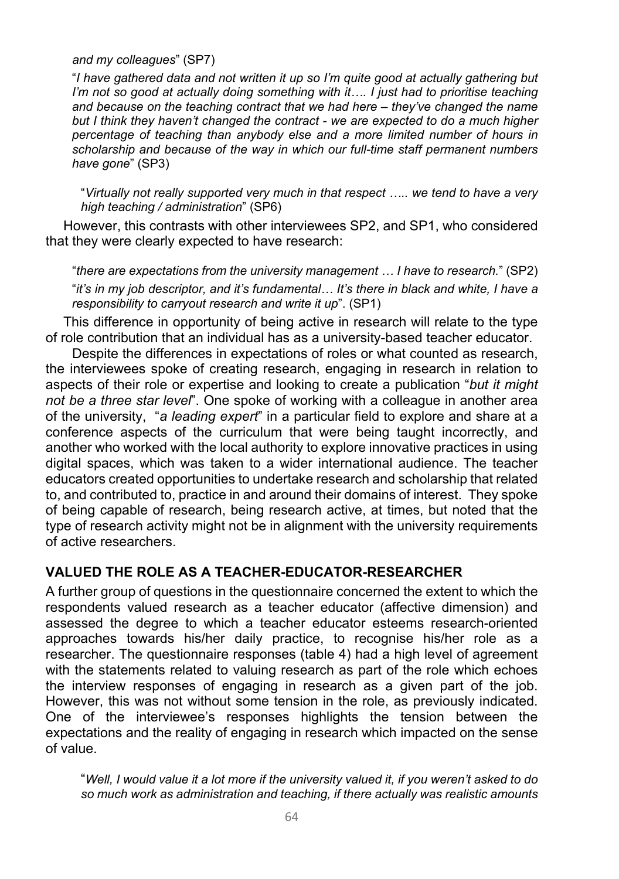*and my colleagues*" (SP7)

"*I have gathered data and not written it up so I'm quite good at actually gathering but I'm not so good at actually doing something with it…. I just had to prioritise teaching and because on the teaching contract that we had here – they've changed the name but I think they haven't changed the contract - we are expected to do a much higher percentage of teaching than anybody else and a more limited number of hours in scholarship and because of the way in which our full-time staff permanent numbers have gone*" (SP3)

"*Virtually not really supported very much in that respect ….. we tend to have a very high teaching / administration*" (SP6)

However, this contrasts with other interviewees SP2, and SP1, who considered that they were clearly expected to have research:

"*there are expectations from the university management … I have to research.*" (SP2)

"*it's in my job descriptor, and it's fundamental… It's there in black and white, I have a responsibility to carryout research and write it up*". (SP1)

This difference in opportunity of being active in research will relate to the type of role contribution that an individual has as a university-based teacher educator.

Despite the differences in expectations of roles or what counted as research, the interviewees spoke of creating research, engaging in research in relation to aspects of their role or expertise and looking to create a publication "*but it might not be a three star level*". One spoke of working with a colleague in another area of the university, "*a leading expert*" in a particular field to explore and share at a conference aspects of the curriculum that were being taught incorrectly, and another who worked with the local authority to explore innovative practices in using digital spaces, which was taken to a wider international audience. The teacher educators created opportunities to undertake research and scholarship that related to, and contributed to, practice in and around their domains of interest. They spoke of being capable of research, being research active, at times, but noted that the type of research activity might not be in alignment with the university requirements of active researchers.

## VALUED THE ROLE AS A TEACHER-EDUCATOR-RESEARCHER

A further group of questions in the questionnaire concerned the extent to which the respondents valued research as a teacher educator (affective dimension) and assessed the degree to which a teacher educator esteems research-oriented approaches towards his/her daily practice, to recognise his/her role as a researcher. The questionnaire responses (table 4) had a high level of agreement with the statements related to valuing research as part of the role which echoes the interview responses of engaging in research as a given part of the job. However, this was not without some tension in the role, as previously indicated. One of the interviewee's responses highlights the tension between the expectations and the reality of engaging in research which impacted on the sense of value.

"*Well, I would value it a lot more if the university valued it, if you weren't asked to do so much work as administration and teaching, if there actually was realistic amounts*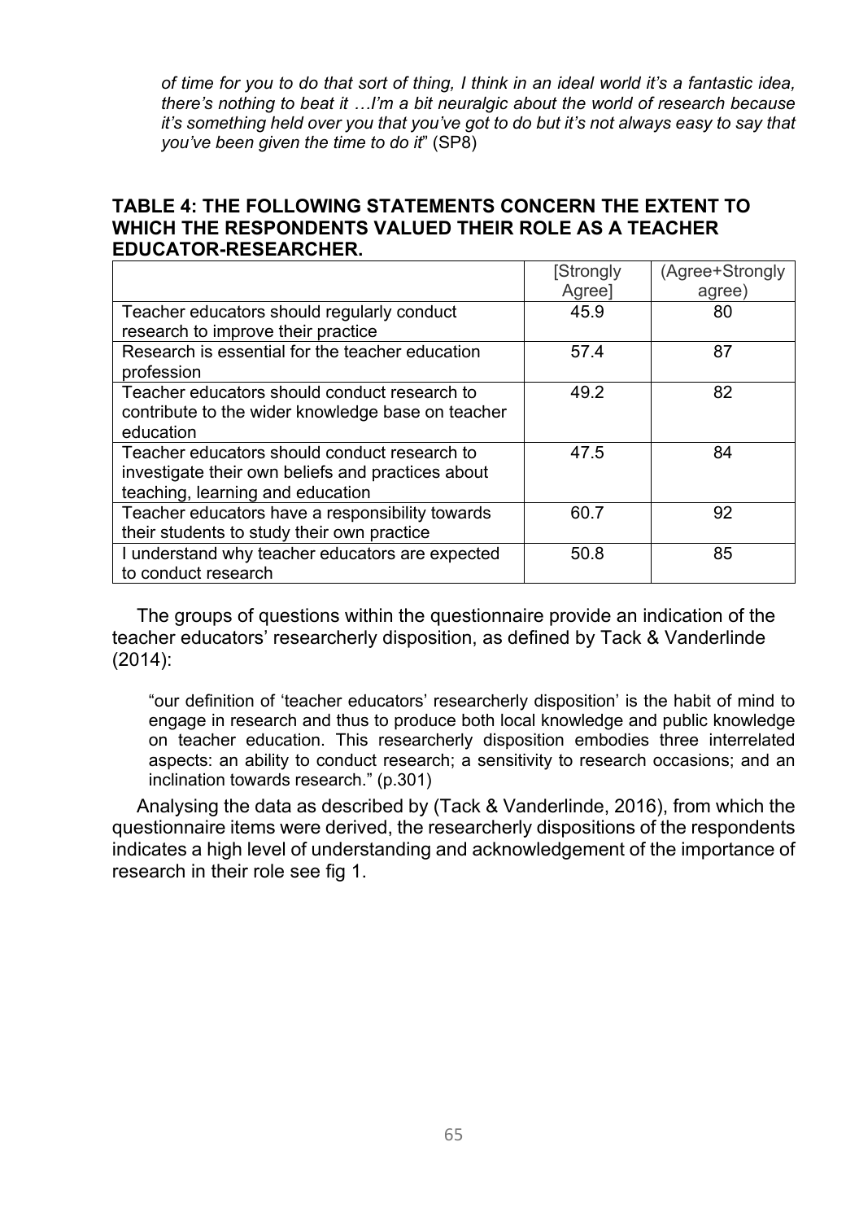*of time for you to do that sort of thing, I think in an ideal world it's a fantastic idea, there's nothing to beat it …I'm a bit neuralgic about the world of research because it's something held over you that you've got to do but it's not always easy to say that you've been given the time to do it*" (SP8)

### TABLE 4: THE FOLLOWING STATEMENTS CONCERN THE EXTENT TO WHICH THE RESPONDENTS VALUED THEIR ROLE AS A TEACHER EDUCATOR-RESEARCHER.

| | [Strongly Agree] | (Agree+Strongly agree) |
|---|---|---|
| Teacher educators should regularly conduct research to improve their practice | 45.9 | 80 |
| Research is essential for the teacher education profession | 57.4 | 87 |
| Teacher educators should conduct research to contribute to the wider knowledge base on teacher education | 49.2 | 82 |
| Teacher educators should conduct research to investigate their own beliefs and practices about teaching, learning and education | 47.5 | 84 |
| Teacher educators have a responsibility towards their students to study their own practice | 60.7 | 92 |
| I understand why teacher educators are expected to conduct research | 50.8 | 85 |

The groups of questions within the questionnaire provide an indication of the teacher educators' researcherly disposition, as defined by Tack & Vanderlinde (2014):

> "our definition of 'teacher educators' researcherly disposition' is the habit of mind to engage in research and thus to produce both local knowledge and public knowledge on teacher education. This researcherly disposition embodies three interrelated aspects: an ability to conduct research; a sensitivity to research occasions; and an inclination towards research." (p.301)

Analysing the data as described by (Tack & Vanderlinde, 2016), from which the questionnaire items were derived, the researcherly dispositions of the respondents indicates a high level of understanding and acknowledgement of the importance of research in their role see fig 1.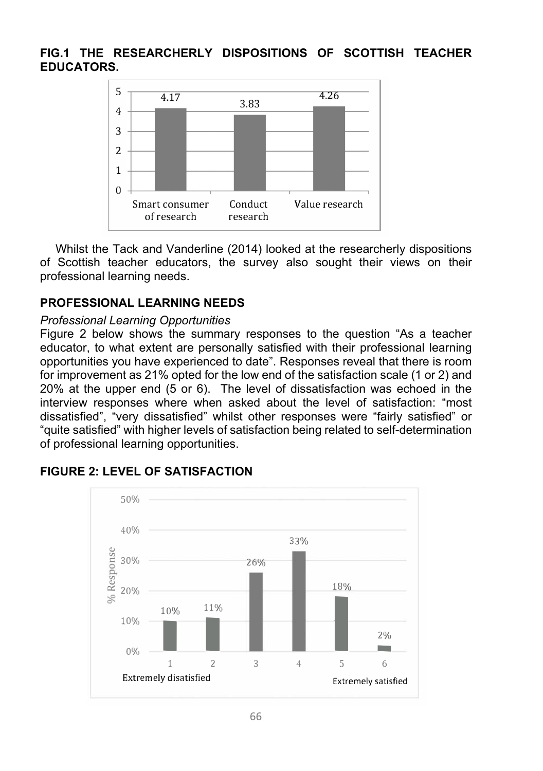**FIG.1 THE RESEARCHERLY DISPOSITIONS OF SCOTTISH TEACHER EDUCATORS.**

Whilst the Tack and Vanderline (2014) looked at the researcherly dispositions of Scottish teacher educators, the survey also sought their views on their professional learning needs.

## PROFESSIONAL LEARNING NEEDS

*Professional Learning Opportunities*

Figure 2 below shows the summary responses to the question "As a teacher educator, to what extent are personally satisfied with their professional learning opportunities you have experienced to date". Responses reveal that there is room for improvement as 21% opted for the low end of the satisfaction scale (1 or 2) and 20% at the upper end (5 or 6). The level of dissatisfaction was echoed in the interview responses where when asked about the level of satisfaction: "most dissatisfied", "very dissatisfied" whilst other responses were "fairly satisfied" or "quite satisfied" with higher levels of satisfaction being related to self-determination of professional learning opportunities.

**FIGURE 2: LEVEL OF SATISFACTION**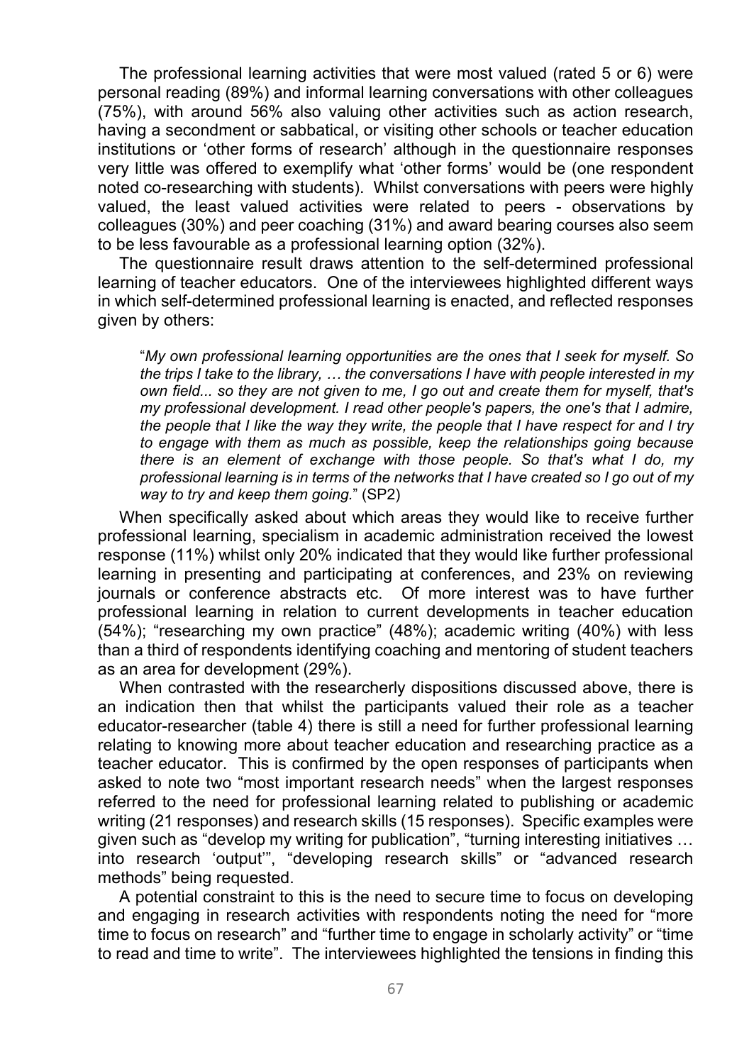The professional learning activities that were most valued (rated 5 or 6) were personal reading (89%) and informal learning conversations with other colleagues (75%), with around 56% also valuing other activities such as action research, having a secondment or sabbatical, or visiting other schools or teacher education institutions or 'other forms of research' although in the questionnaire responses very little was offered to exemplify what 'other forms' would be (one respondent noted co-researching with students). Whilst conversations with peers were highly valued, the least valued activities were related to peers - observations by colleagues (30%) and peer coaching (31%) and award bearing courses also seem to be less favourable as a professional learning option (32%).

The questionnaire result draws attention to the self-determined professional learning of teacher educators. One of the interviewees highlighted different ways in which self-determined professional learning is enacted, and reflected responses given by others:

> "*My own professional learning opportunities are the ones that I seek for myself. So the trips I take to the library, … the conversations I have with people interested in my own field... so they are not given to me, I go out and create them for myself, that's my professional development. I read other people's papers, the one's that I admire, the people that I like the way they write, the people that I have respect for and I try to engage with them as much as possible, keep the relationships going because there is an element of exchange with those people. So that's what I do, my professional learning is in terms of the networks that I have created so I go out of my way to try and keep them going.*" (SP2)

When specifically asked about which areas they would like to receive further professional learning, specialism in academic administration received the lowest response (11%) whilst only 20% indicated that they would like further professional learning in presenting and participating at conferences, and 23% on reviewing journals or conference abstracts etc. Of more interest was to have further professional learning in relation to current developments in teacher education (54%); "researching my own practice" (48%); academic writing (40%) with less than a third of respondents identifying coaching and mentoring of student teachers as an area for development (29%).

When contrasted with the researcherly dispositions discussed above, there is an indication then that whilst the participants valued their role as a teacher educator-researcher (table 4) there is still a need for further professional learning relating to knowing more about teacher education and researching practice as a teacher educator. This is confirmed by the open responses of participants when asked to note two "most important research needs" when the largest responses referred to the need for professional learning related to publishing or academic writing (21 responses) and research skills (15 responses). Specific examples were given such as "develop my writing for publication", "turning interesting initiatives … into research 'output'", "developing research skills" or "advanced research methods" being requested.

A potential constraint to this is the need to secure time to focus on developing and engaging in research activities with respondents noting the need for "more time to focus on research" and "further time to engage in scholarly activity" or "time to read and time to write". The interviewees highlighted the tensions in finding this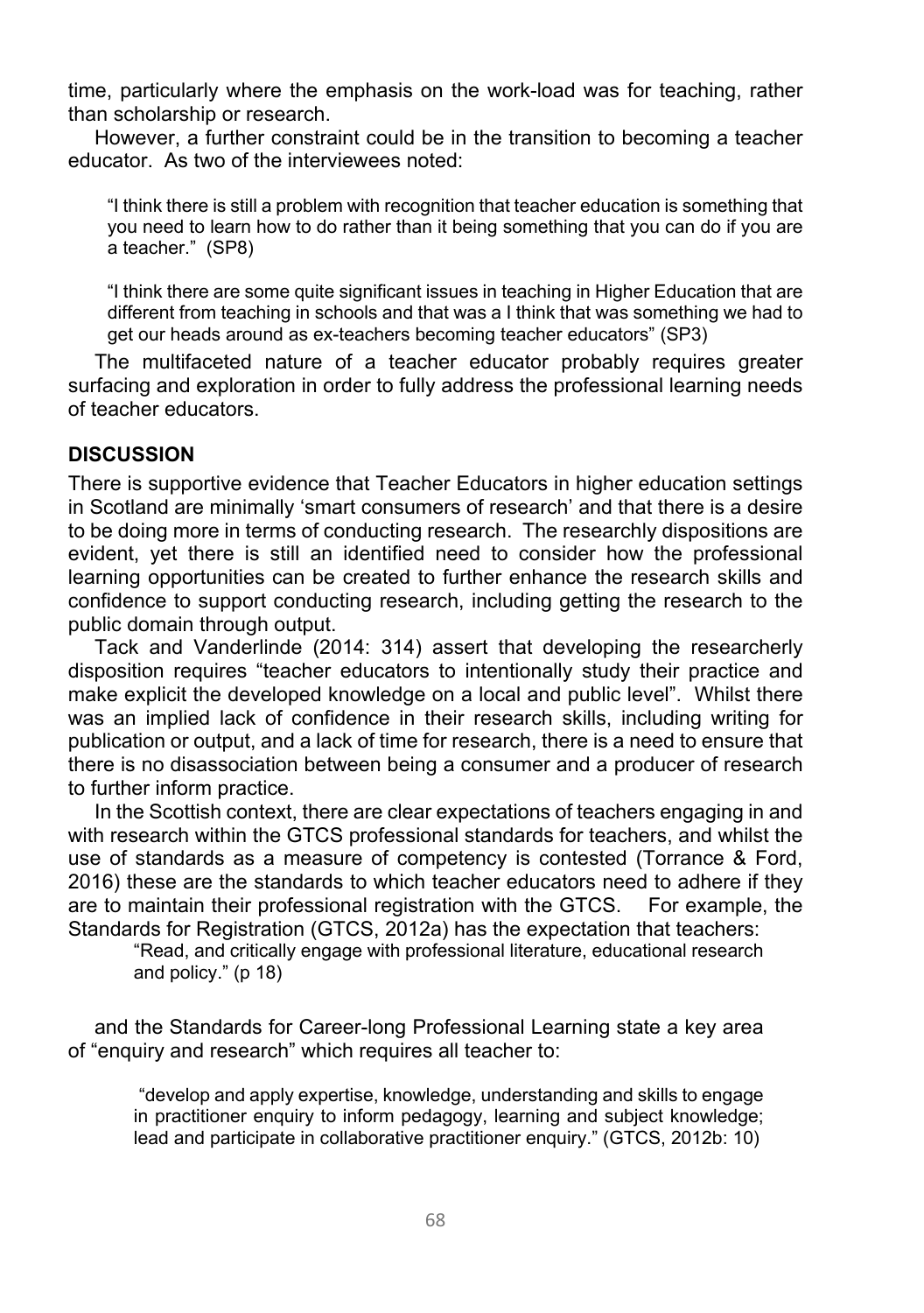time, particularly where the emphasis on the work-load was for teaching, rather than scholarship or research.

However, a further constraint could be in the transition to becoming a teacher educator. As two of the interviewees noted:

> "I think there is still a problem with recognition that teacher education is something that you need to learn how to do rather than it being something that you can do if you are a teacher." (SP8)

> "I think there are some quite significant issues in teaching in Higher Education that are different from teaching in schools and that was a I think that was something we had to get our heads around as ex-teachers becoming teacher educators" (SP3)

The multifaceted nature of a teacher educator probably requires greater surfacing and exploration in order to fully address the professional learning needs of teacher educators.

## DISCUSSION

There is supportive evidence that Teacher Educators in higher education settings in Scotland are minimally 'smart consumers of research' and that there is a desire to be doing more in terms of conducting research. The researchly dispositions are evident, yet there is still an identified need to consider how the professional learning opportunities can be created to further enhance the research skills and confidence to support conducting research, including getting the research to the public domain through output.

Tack and Vanderlinde (2014: 314) assert that developing the researcherly disposition requires "teacher educators to intentionally study their practice and make explicit the developed knowledge on a local and public level". Whilst there was an implied lack of confidence in their research skills, including writing for publication or output, and a lack of time for research, there is a need to ensure that there is no disassociation between being a consumer and a producer of research to further inform practice.

In the Scottish context, there are clear expectations of teachers engaging in and with research within the GTCS professional standards for teachers, and whilst the use of standards as a measure of competency is contested (Torrance & Ford, 2016) these are the standards to which teacher educators need to adhere if they are to maintain their professional registration with the GTCS. For example, the Standards for Registration (GTCS, 2012a) has the expectation that teachers:

> "Read, and critically engage with professional literature, educational research and policy." (p 18)

and the Standards for Career-long Professional Learning state a key area of "enquiry and research" which requires all teacher to:

> "develop and apply expertise, knowledge, understanding and skills to engage in practitioner enquiry to inform pedagogy, learning and subject knowledge; lead and participate in collaborative practitioner enquiry." (GTCS, 2012b: 10)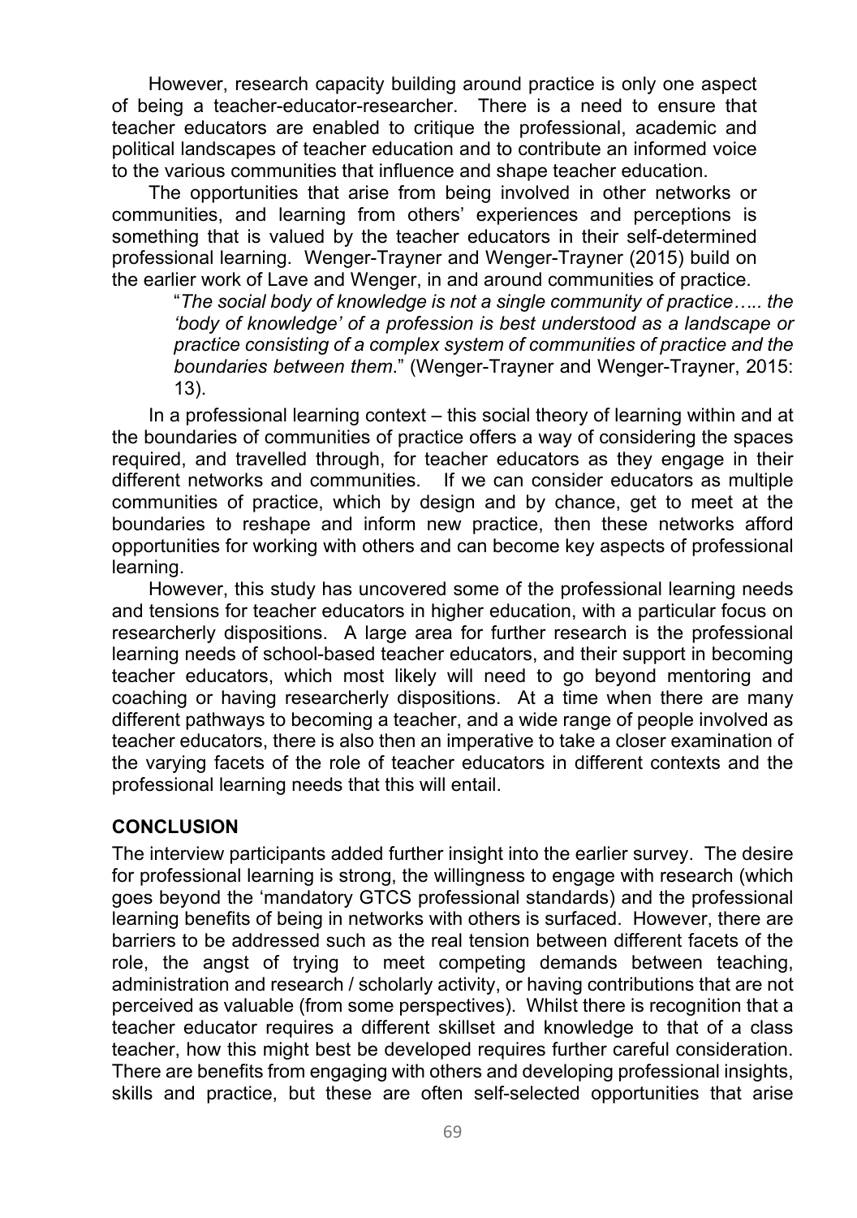However, research capacity building around practice is only one aspect of being a teacher-educator-researcher. There is a need to ensure that teacher educators are enabled to critique the professional, academic and political landscapes of teacher education and to contribute an informed voice to the various communities that influence and shape teacher education.

The opportunities that arise from being involved in other networks or communities, and learning from others' experiences and perceptions is something that is valued by the teacher educators in their self-determined professional learning. Wenger-Trayner and Wenger-Trayner (2015) build on the earlier work of Lave and Wenger, in and around communities of practice.

> "*The social body of knowledge is not a single community of practice….. the 'body of knowledge' of a profession is best understood as a landscape or practice consisting of a complex system of communities of practice and the boundaries between them*." (Wenger-Trayner and Wenger-Trayner, 2015: 13).

In a professional learning context – this social theory of learning within and at the boundaries of communities of practice offers a way of considering the spaces required, and travelled through, for teacher educators as they engage in their different networks and communities. If we can consider educators as multiple communities of practice, which by design and by chance, get to meet at the boundaries to reshape and inform new practice, then these networks afford opportunities for working with others and can become key aspects of professional learning.

However, this study has uncovered some of the professional learning needs and tensions for teacher educators in higher education, with a particular focus on researcherly dispositions. A large area for further research is the professional learning needs of school-based teacher educators, and their support in becoming teacher educators, which most likely will need to go beyond mentoring and coaching or having researcherly dispositions. At a time when there are many different pathways to becoming a teacher, and a wide range of people involved as teacher educators, there is also then an imperative to take a closer examination of the varying facets of the role of teacher educators in different contexts and the professional learning needs that this will entail.

## CONCLUSION

The interview participants added further insight into the earlier survey. The desire for professional learning is strong, the willingness to engage with research (which goes beyond the 'mandatory GTCS professional standards) and the professional learning benefits of being in networks with others is surfaced. However, there are barriers to be addressed such as the real tension between different facets of the role, the angst of trying to meet competing demands between teaching, administration and research / scholarly activity, or having contributions that are not perceived as valuable (from some perspectives). Whilst there is recognition that a teacher educator requires a different skillset and knowledge to that of a class teacher, how this might best be developed requires further careful consideration. There are benefits from engaging with others and developing professional insights, skills and practice, but these are often self-selected opportunities that arise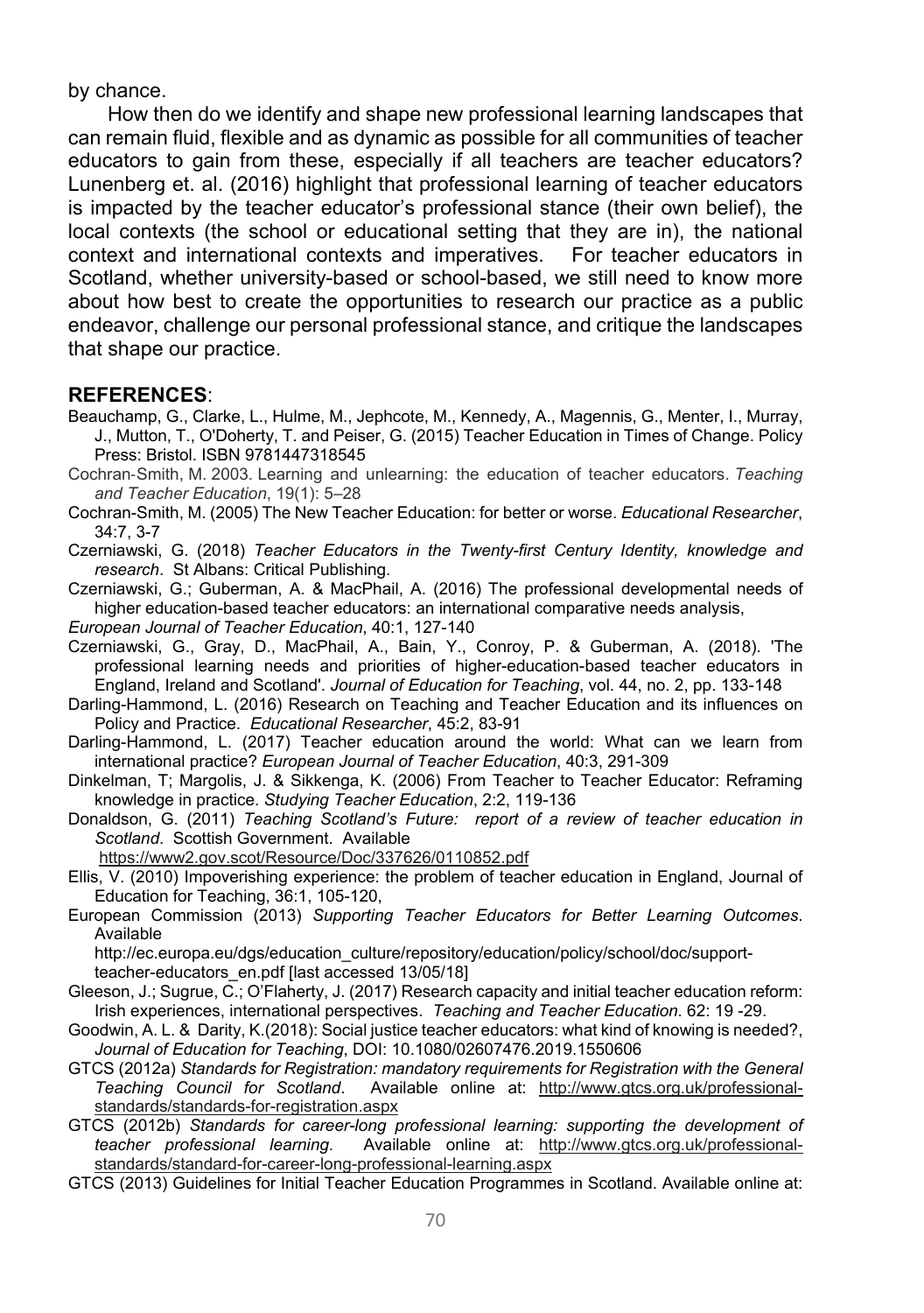by chance.

How then do we identify and shape new professional learning landscapes that can remain fluid, flexible and as dynamic as possible for all communities of teacher educators to gain from these, especially if all teachers are teacher educators? Lunenberg et. al. (2016) highlight that professional learning of teacher educators is impacted by the teacher educator's professional stance (their own belief), the local contexts (the school or educational setting that they are in), the national context and international contexts and imperatives. For teacher educators in Scotland, whether university-based or school-based, we still need to know more about how best to create the opportunities to research our practice as a public endeavor, challenge our personal professional stance, and critique the landscapes that shape our practice.

## REFERENCES:

Beauchamp, G., Clarke, L., Hulme, M., Jephcote, M., Kennedy, A., Magennis, G., Menter, I., Murray, J., Mutton, T., O'Doherty, T. and Peiser, G. (2015) Teacher Education in Times of Change. Policy Press: Bristol. ISBN 9781447318545

Cochran-Smith, M. 2003. Learning and unlearning: the education of teacher educators. *Teaching and Teacher Education*, 19(1): 5–28

Cochran-Smith, M. (2005) The New Teacher Education: for better or worse. *Educational Researcher*, 34:7, 3-7

Czerniawski, G. (2018) *Teacher Educators in the Twenty-first Century Identity, knowledge and research*. St Albans: Critical Publishing.

Czerniawski, G.; Guberman, A. & MacPhail, A. (2016) The professional developmental needs of higher education-based teacher educators: an international comparative needs analysis, *European Journal of Teacher Education*, 40:1, 127-140

Czerniawski, G., Gray, D., MacPhail, A., Bain, Y., Conroy, P. & Guberman, A. (2018). 'The professional learning needs and priorities of higher-education-based teacher educators in England, Ireland and Scotland'. *Journal of Education for Teaching*, vol. 44, no. 2, pp. 133-148

Darling-Hammond, L. (2016) Research on Teaching and Teacher Education and its influences on Policy and Practice. *Educational Researcher*, 45:2, 83-91

Darling-Hammond, L. (2017) Teacher education around the world: What can we learn from international practice? *European Journal of Teacher Education*, 40:3, 291-309

Dinkelman, T; Margolis, J. & Sikkenga, K. (2006) From Teacher to Teacher Educator: Reframing knowledge in practice. *Studying Teacher Education*, 2:2, 119-136

Donaldson, G. (2011) *Teaching Scotland's Future: report of a review of teacher education in Scotland*. Scottish Government. Available https://www2.gov.scot/Resource/Doc/337626/0110852.pdf

Ellis, V. (2010) Impoverishing experience: the problem of teacher education in England, Journal of Education for Teaching, 36:1, 105-120,

European Commission (2013) *Supporting Teacher Educators for Better Learning Outcomes*. Available http://ec.europa.eu/dgs/education_culture/repository/education/policy/school/doc/support-teacher-educators_en.pdf [last accessed 13/05/18]

Gleeson, J.; Sugrue, C.; O'Flaherty, J. (2017) Research capacity and initial teacher education reform: Irish experiences, international perspectives. *Teaching and Teacher Education*. 62: 19 -29.

Goodwin, A. L. & Darity, K.(2018): Social justice teacher educators: what kind of knowing is needed?, *Journal of Education for Teaching*, DOI: 10.1080/02607476.2019.1550606

GTCS (2012a) *Standards for Registration: mandatory requirements for Registration with the General Teaching Council for Scotland*. Available online at: http://www.gtcs.org.uk/professional-standards/standards-for-registration.aspx

GTCS (2012b) *Standards for career-long professional learning: supporting the development of teacher professional learning*. Available online at: http://www.gtcs.org.uk/professional-standards/standard-for-career-long-professional-learning.aspx

GTCS (2013) Guidelines for Initial Teacher Education Programmes in Scotland. Available online at: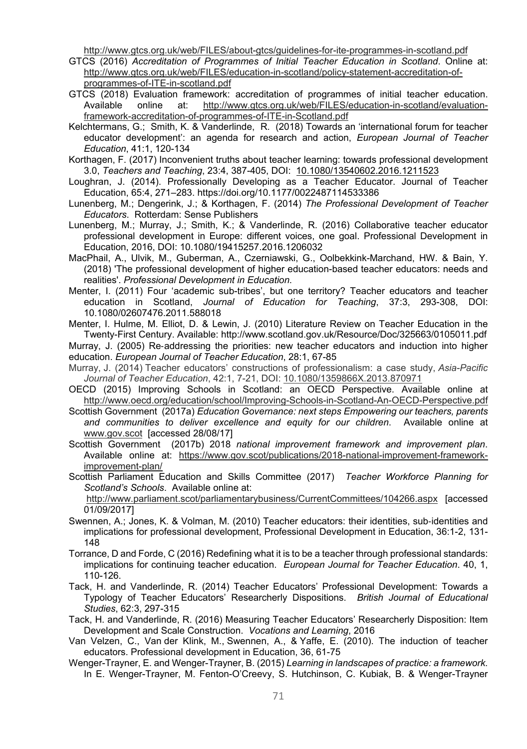http://www.gtcs.org.uk/web/FILES/about-gtcs/guidelines-for-ite-programmes-in-scotland.pdf

GTCS (2016) *Accreditation of Programmes of Initial Teacher Education in Scotland*. Online at: http://www.gtcs.org.uk/web/FILES/education-in-scotland/policy-statement-accreditation-of-programmes-of-ITE-in-scotland.pdf

GTCS (2018) Evaluation framework: accreditation of programmes of initial teacher education. Available online at: http://www.gtcs.org.uk/web/FILES/education-in-scotland/evaluation-framework-accreditation-of-programmes-of-ITE-in-Scotland.pdf

Kelchtermans, G.; Smith, K. & Vanderlinde, R. (2018) Towards an 'international forum for teacher educator development': an agenda for research and action, *European Journal of Teacher Education*, 41:1, 120-134

Korthagen, F. (2017) Inconvenient truths about teacher learning: towards professional development 3.0, *Teachers and Teaching*, 23:4, 387-405, DOI: 10.1080/13540602.2016.1211523

Loughran, J. (2014). Professionally Developing as a Teacher Educator. Journal of Teacher Education, 65:4, 271–283. https://doi.org/10.1177/0022487114533386

Lunenberg, M.; Dengerink, J.; & Korthagen, F. (2014) *The Professional Development of Teacher Educators*. Rotterdam: Sense Publishers

Lunenberg, M.; Murray, J.; Smith, K.; & Vanderlinde, R. (2016) Collaborative teacher educator professional development in Europe: different voices, one goal. Professional Development in Education, 2016, DOI: 10.1080/19415257.2016.1206032

MacPhail, A., Ulvik, M., Guberman, A., Czerniawski, G., Oolbekkink-Marchand, HW. & Bain, Y. (2018) 'The professional development of higher education-based teacher educators: needs and realities'. *Professional Development in Education*.

Menter, I. (2011) Four 'academic sub-tribes', but one territory? Teacher educators and teacher education in Scotland, *Journal of Education for Teaching*, 37:3, 293-308, DOI: 10.1080/02607476.2011.588018

Menter, I. Hulme, M. Elliot, D. & Lewin, J. (2010) Literature Review on Teacher Education in the Twenty-First Century. Available: http://www.scotland.gov.uk/Resource/Doc/325663/0105011.pdf

Murray, J. (2005) Re-addressing the priorities: new teacher educators and induction into higher education. *European Journal of Teacher Education*, 28:1, 67-85

Murray, J. (2014) Teacher educators' constructions of professionalism: a case study, *Asia-Pacific Journal of Teacher Education*, 42:1, 7-21, DOI: 10.1080/1359866X.2013.870971

OECD (2015) Improving Schools in Scotland: an OECD Perspective. Available online at http://www.oecd.org/education/school/Improving-Schools-in-Scotland-An-OECD-Perspective.pdf

Scottish Government (2017a) *Education Governance: next steps Empowering our teachers, parents and communities to deliver excellence and equity for our children*. Available online at www.gov.scot [accessed 28/08/17]

Scottish Government (2017b) 2018 *national improvement framework and improvement plan*. Available online at: https://www.gov.scot/publications/2018-national-improvement-framework-improvement-plan/

Scottish Parliament Education and Skills Committee (2017) *Teacher Workforce Planning for Scotland's Schools*. Available online at: http://www.parliament.scot/parliamentarybusiness/CurrentCommittees/104266.aspx [accessed 01/09/2017]

Swennen, A.; Jones, K. & Volman, M. (2010) Teacher educators: their identities, sub-identities and implications for professional development, Professional Development in Education, 36:1-2, 131-148

Torrance, D and Forde, C (2016) Redefining what it is to be a teacher through professional standards: implications for continuing teacher education. *European Journal for Teacher Education*. 40, 1, 110-126.

Tack, H. and Vanderlinde, R. (2014) Teacher Educators' Professional Development: Towards a Typology of Teacher Educators' Researcherly Dispositions. *British Journal of Educational Studies*, 62:3, 297-315

Tack, H. and Vanderlinde, R. (2016) Measuring Teacher Educators' Researcherly Disposition: Item Development and Scale Construction. *Vocations and Learning*, 2016

Van Velzen, C., Van der Klink, M., Swennen, A., & Yaffe, E. (2010). The induction of teacher educators. Professional development in Education, 36, 61-75

Wenger-Trayner, E. and Wenger-Trayner, B. (2015) *Learning in landscapes of practice: a framework*. In E. Wenger-Trayner, M. Fenton-O'Creevy, S. Hutchinson, C. Kubiak, B. & Wenger-Trayner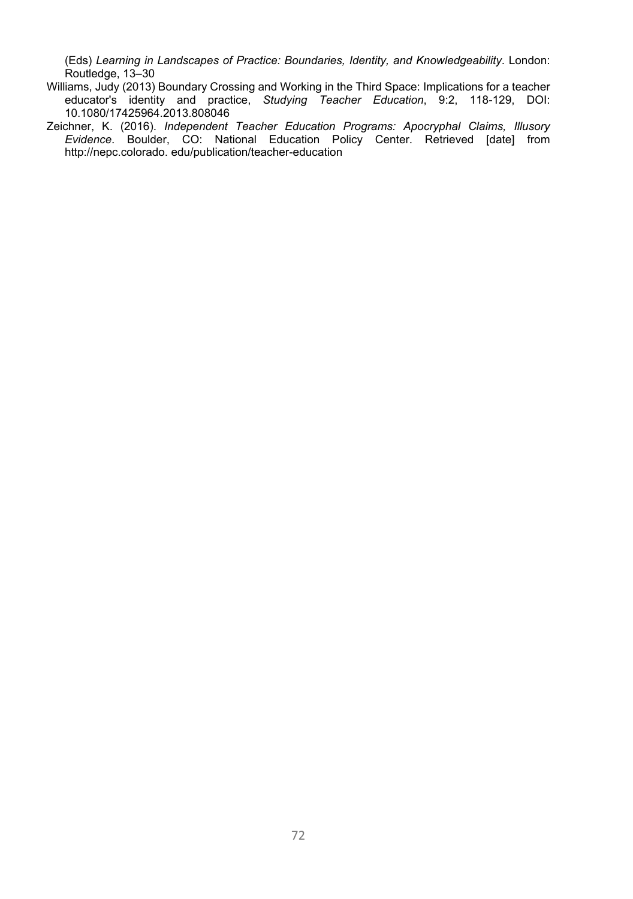(Eds) *Learning in Landscapes of Practice: Boundaries, Identity, and Knowledgeability*. London: Routledge, 13–30

Williams, Judy (2013) Boundary Crossing and Working in the Third Space: Implications for a teacher educator's identity and practice, *Studying Teacher Education*, 9:2, 118-129, DOI: 10.1080/17425964.2013.808046

Zeichner, K. (2016). *Independent Teacher Education Programs: Apocryphal Claims, Illusory Evidence*. Boulder, CO: National Education Policy Center. Retrieved [date] from http://nepc.colorado. edu/publication/teacher-education